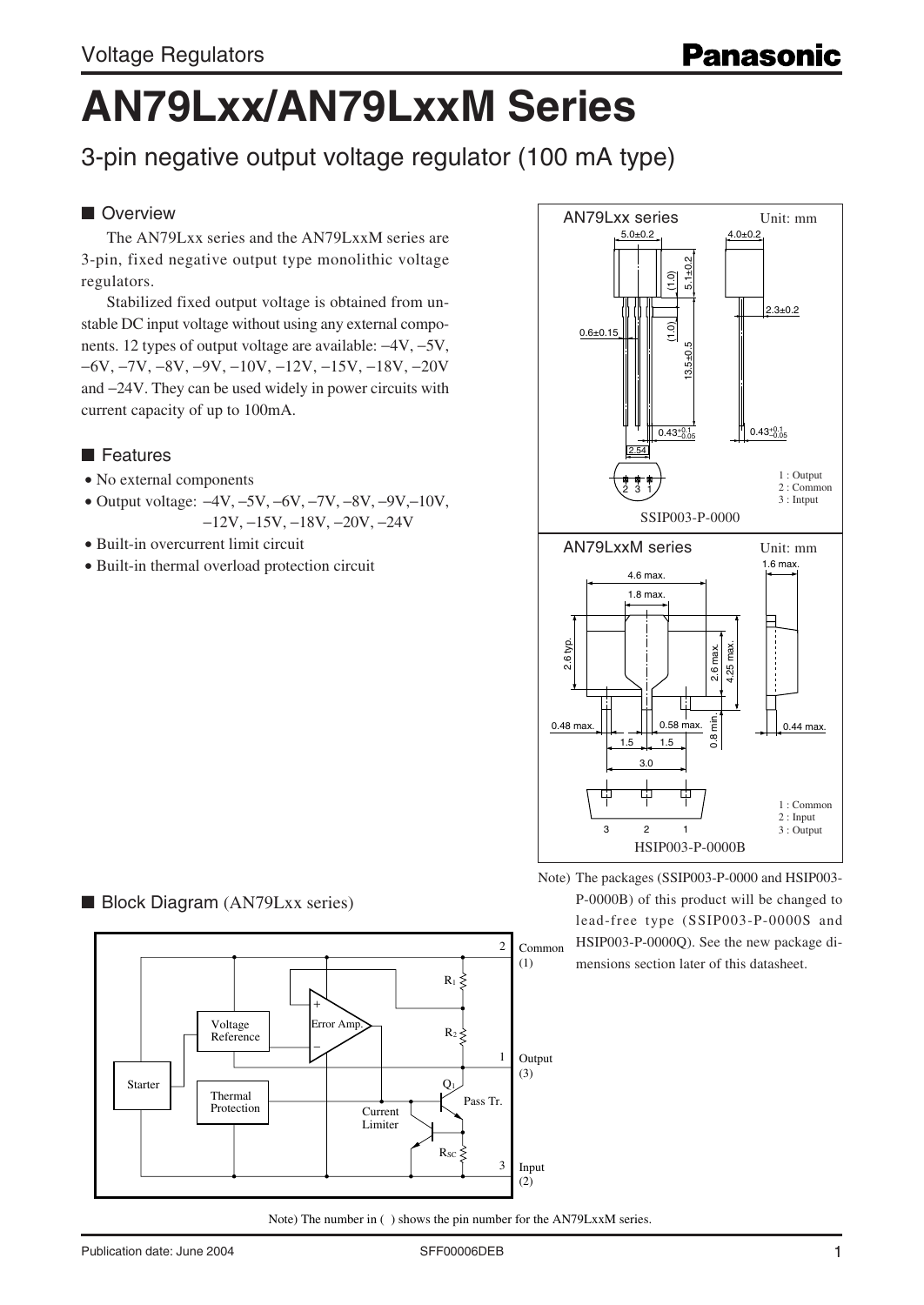Voltage Regulators

# AN79Lxx/AN79LxxM Series

## 3-pin negative output voltage regulator (100 mA type)

## ■ Overview

The AN79Lxx series and the AN79LxxM series are 3-pin, fixed negative output type monolithic voltage regulators.

Stabilized fixed output voltage is obtained from unstable DC input voltage without using any external components. 12 types of output voltage are available: −4V, −5V, −6V, −7V, −8V, −9V, −10V, −12V, −15V, −18V, −20V and −24V. They can be used widely in power circuits with current capacity of up to 100mA.

## ■ Features

- No external components
- Output voltage: −4V, −5V, −6V, −7V, −8V, −9V, −10V, −12V, −15V, −18V, −20V, −24V
- Built-in overcurrent limit circuit
- Built-in thermal overload protection circuit

AN79Lxx series — Unit: mm

1 : Output
2 : Common
3 : Intput

SSIP003-P-0000

AN79LxxM series — Unit: mm

1 : Common
2 : Input
3 : Output

HSIP003-P-0000B

Note) The packages (SSIP003-P-0000 and HSIP003-P-0000B) of this product will be changed to lead-free type (SSIP003-P-0000S and HSIP003-P-0000Q). See the new package dimensions section later of this datasheet.

## ■ Block Diagram (AN79Lxx series)

Note) The number in ( ) shows the pin number for the AN79LxxM series.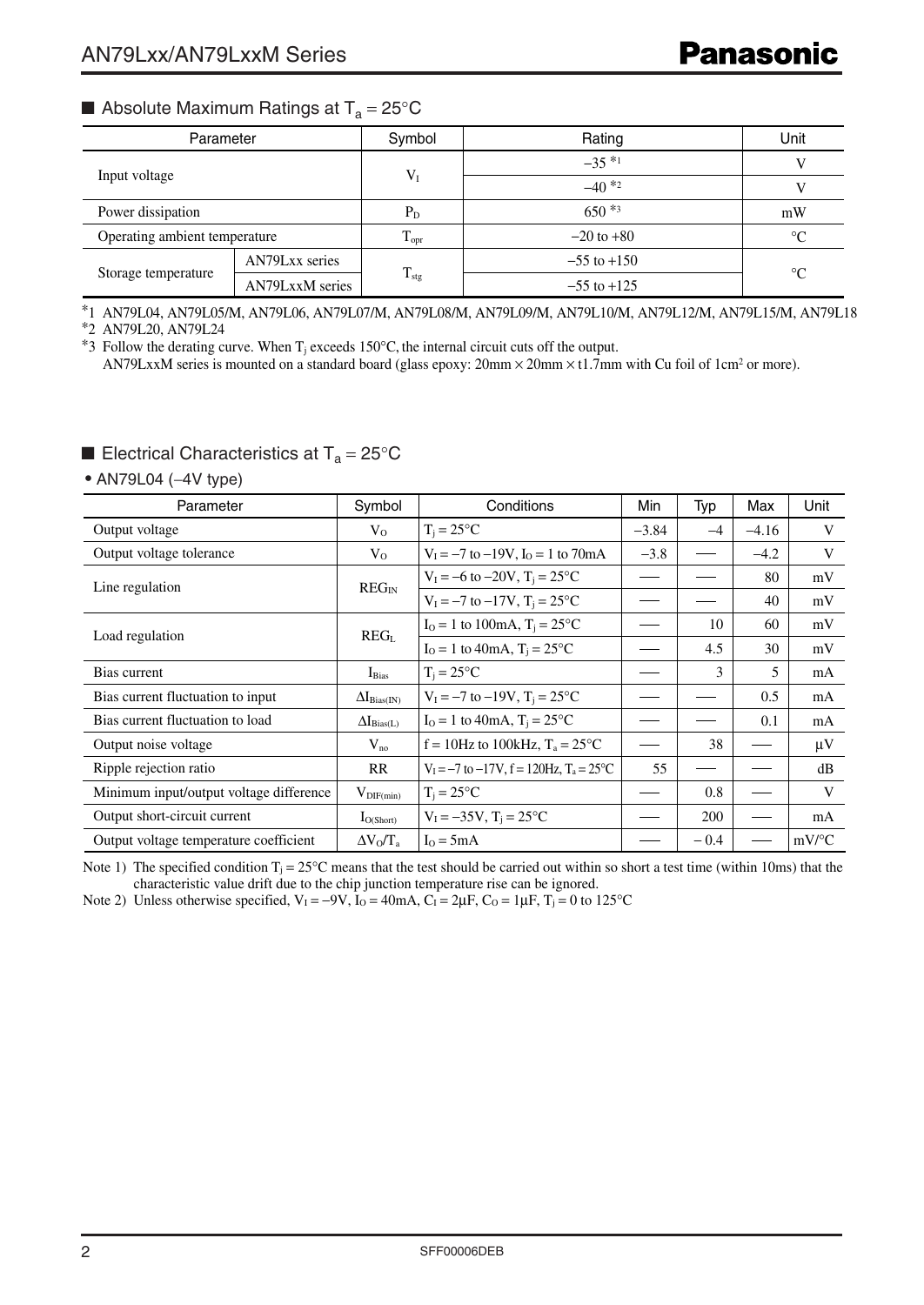## ■ Absolute Maximum Ratings at $T_a = 25°C$

| Parameter | | Symbol | Rating | Unit |
|---|---|---|---|---|
| Input voltage | | $V_I$ | −35 *1 | V |
| | | | −40 *2 | V |
| Power dissipation | | $P_D$ | 650 *3 | mW |
| Operating ambient temperature | | $T_{opr}$ | −20 to +80 | °C |
| Storage temperature | AN79Lxx series | $T_{stg}$ | −55 to +150 | °C |
| | AN79LxxM series | | −55 to +125 | |

*1 AN79L04, AN79L05/M, AN79L06, AN79L07/M, AN79L08/M, AN79L09/M, AN79L10/M, AN79L12/M, AN79L15/M, AN79L18

*2 AN79L20, AN79L24

*3 Follow the derating curve. When $T_j$ exceeds 150°C, the internal circuit cuts off the output.
AN79LxxM series is mounted on a standard board (glass epoxy: 20mm × 20mm × t1.7mm with Cu foil of 1cm² or more).

## ■ Electrical Characteristics at $T_a = 25°C$

• AN79L04 (−4V type)

| Parameter | Symbol | Conditions | Min | Typ | Max | Unit |
|---|---|---|---|---|---|---|
| Output voltage | $V_O$ | $T_j = 25°C$ | −3.84 | −4 | −4.16 | V |
| Output voltage tolerance | $V_O$ | $V_I = −7$ to $−19V$, $I_O = 1$ to $70mA$ | −3.8 | — | −4.2 | V |
| Line regulation | $REG_{IN}$ | $V_I = −6$ to $−20V$, $T_j = 25°C$ | — | — | 80 | mV |
| | | $V_I = −7$ to $−17V$, $T_j = 25°C$ | — | — | 40 | mV |
| Load regulation | $REG_L$ | $I_O = 1$ to $100mA$, $T_j = 25°C$ | — | 10 | 60 | mV |
| | | $I_O = 1$ to $40mA$, $T_j = 25°C$ | — | 4.5 | 30 | mV |
| Bias current | $I_{Bias}$ | $T_j = 25°C$ | — | 3 | 5 | mA |
| Bias current fluctuation to input | $\Delta I_{Bias(IN)}$ | $V_I = −7$ to $−19V$, $T_j = 25°C$ | — | — | 0.5 | mA |
| Bias current fluctuation to load | $\Delta I_{Bias(L)}$ | $I_O = 1$ to $40mA$, $T_j = 25°C$ | — | — | 0.1 | mA |
| Output noise voltage | $V_{no}$ | $f = 10Hz$ to $100kHz$, $T_a = 25°C$ | — | 38 | — | µV |
| Ripple rejection ratio | RR | $V_I = −7$ to $−17V$, $f = 120Hz$, $T_a = 25°C$ | 55 | — | — | dB |
| Minimum input/output voltage difference | $V_{DIF(min)}$ | $T_j = 25°C$ | — | 0.8 | — | V |
| Output short-circuit current | $I_{O(Short)}$ | $V_I = −35V$, $T_j = 25°C$ | — | 200 | — | mA |
| Output voltage temperature coefficient | $\Delta V_O/T_a$ | $I_O = 5mA$ | — | −0.4 | — | mV/°C |

Note 1) The specified condition $T_j = 25°C$ means that the test should be carried out within so short a test time (within 10ms) that the characteristic value drift due to the chip junction temperature rise can be ignored.

Note 2) Unless otherwise specified, $V_I = −9V$, $I_O = 40mA$, $C_I = 2µF$, $C_O = 1µF$, $T_j = 0$ to $125°C$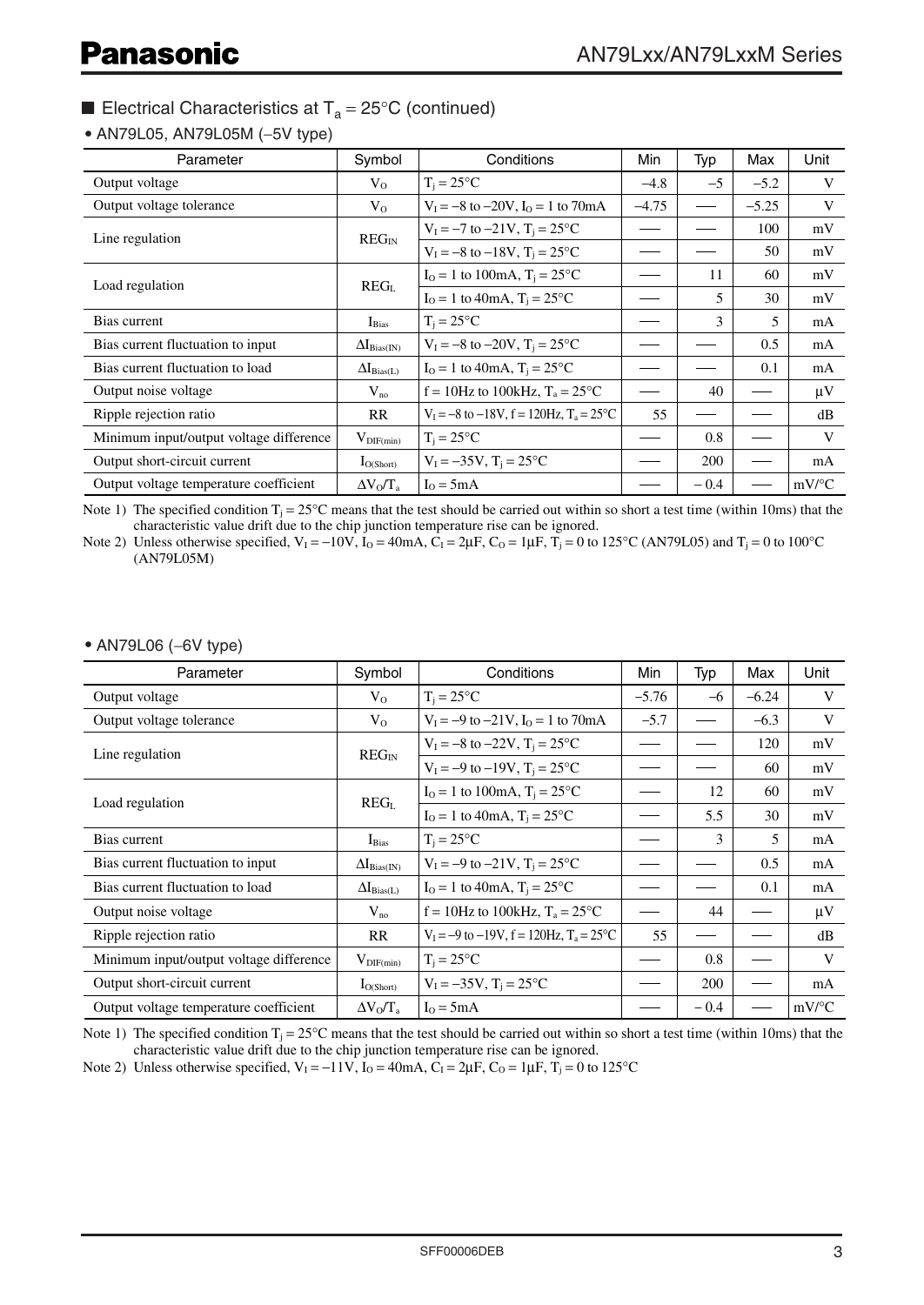## ■ Electrical Characteristics at $T_a = 25°C$ (continued)

• AN79L05, AN79L05M (−5V type)

| Parameter | Symbol | Conditions | Min | Typ | Max | Unit |
|---|---|---|---|---|---|---|
| Output voltage | $V_O$ | $T_j = 25°C$ | −4.8 | −5 | −5.2 | V |
| Output voltage tolerance | $V_O$ | $V_I = -8$ to $-20V$, $I_O = 1$ to 70mA | −4.75 | — | −5.25 | V |
| Line regulation | $REG_{IN}$ | $V_I = -7$ to $-21V$, $T_j = 25°C$ | — | — | 100 | mV |
| | | $V_I = -8$ to $-18V$, $T_j = 25°C$ | — | — | 50 | mV |
| Load regulation | $REG_L$ | $I_O = 1$ to 100mA, $T_j = 25°C$ | — | 11 | 60 | mV |
| | | $I_O = 1$ to 40mA, $T_j = 25°C$ | — | 5 | 30 | mV |
| Bias current | $I_{Bias}$ | $T_j = 25°C$ | — | 3 | 5 | mA |
| Bias current fluctuation to input | $\Delta I_{Bias(IN)}$ | $V_I = -8$ to $-20V$, $T_j = 25°C$ | — | — | 0.5 | mA |
| Bias current fluctuation to load | $\Delta I_{Bias(L)}$ | $I_O = 1$ to 40mA, $T_j = 25°C$ | — | — | 0.1 | mA |
| Output noise voltage | $V_{no}$ | f = 10Hz to 100kHz, $T_a = 25°C$ | — | 40 | — | μV |
| Ripple rejection ratio | RR | $V_I = -8$ to $-18V$, f = 120Hz, $T_a = 25°C$ | 55 | — | — | dB |
| Minimum input/output voltage difference | $V_{DIF(min)}$ | $T_j = 25°C$ | — | 0.8 | — | V |
| Output short-circuit current | $I_{O(Short)}$ | $V_I = -35V$, $T_j = 25°C$ | — | 200 | — | mA |
| Output voltage temperature coefficient | $\Delta V_O/T_a$ | $I_O = 5mA$ | — | −0.4 | — | mV/°C |

Note 1) The specified condition $T_j = 25°C$ means that the test should be carried out within so short a test time (within 10ms) that the characteristic value drift due to the chip junction temperature rise can be ignored.

Note 2) Unless otherwise specified, $V_I = -10V$, $I_O = 40mA$, $C_I = 2\mu F$, $C_O = 1\mu F$, $T_j = 0$ to 125°C (AN79L05) and $T_j = 0$ to 100°C (AN79L05M)

• AN79L06 (−6V type)

| Parameter | Symbol | Conditions | Min | Typ | Max | Unit |
|---|---|---|---|---|---|---|
| Output voltage | $V_O$ | $T_j = 25°C$ | −5.76 | −6 | −6.24 | V |
| Output voltage tolerance | $V_O$ | $V_I = -9$ to $-21V$, $I_O = 1$ to 70mA | −5.7 | — | −6.3 | V |
| Line regulation | $REG_{IN}$ | $V_I = -8$ to $-22V$, $T_j = 25°C$ | — | — | 120 | mV |
| | | $V_I = -9$ to $-19V$, $T_j = 25°C$ | — | — | 60 | mV |
| Load regulation | $REG_L$ | $I_O = 1$ to 100mA, $T_j = 25°C$ | — | 12 | 60 | mV |
| | | $I_O = 1$ to 40mA, $T_j = 25°C$ | — | 5.5 | 30 | mV |
| Bias current | $I_{Bias}$ | $T_j = 25°C$ | — | 3 | 5 | mA |
| Bias current fluctuation to input | $\Delta I_{Bias(IN)}$ | $V_I = -9$ to $-21V$, $T_j = 25°C$ | — | — | 0.5 | mA |
| Bias current fluctuation to load | $\Delta I_{Bias(L)}$ | $I_O = 1$ to 40mA, $T_j = 25°C$ | — | — | 0.1 | mA |
| Output noise voltage | $V_{no}$ | f = 10Hz to 100kHz, $T_a = 25°C$ | — | 44 | — | μV |
| Ripple rejection ratio | RR | $V_I = -9$ to $-19V$, f = 120Hz, $T_a = 25°C$ | 55 | — | — | dB |
| Minimum input/output voltage difference | $V_{DIF(min)}$ | $T_j = 25°C$ | — | 0.8 | — | V |
| Output short-circuit current | $I_{O(Short)}$ | $V_I = -35V$, $T_j = 25°C$ | — | 200 | — | mA |
| Output voltage temperature coefficient | $\Delta V_O/T_a$ | $I_O = 5mA$ | — | −0.4 | — | mV/°C |

Note 1) The specified condition $T_j = 25°C$ means that the test should be carried out within so short a test time (within 10ms) that the characteristic value drift due to the chip junction temperature rise can be ignored.

Note 2) Unless otherwise specified, $V_I = -11V$, $I_O = 40mA$, $C_I = 2\mu F$, $C_O = 1\mu F$, $T_j = 0$ to 125°C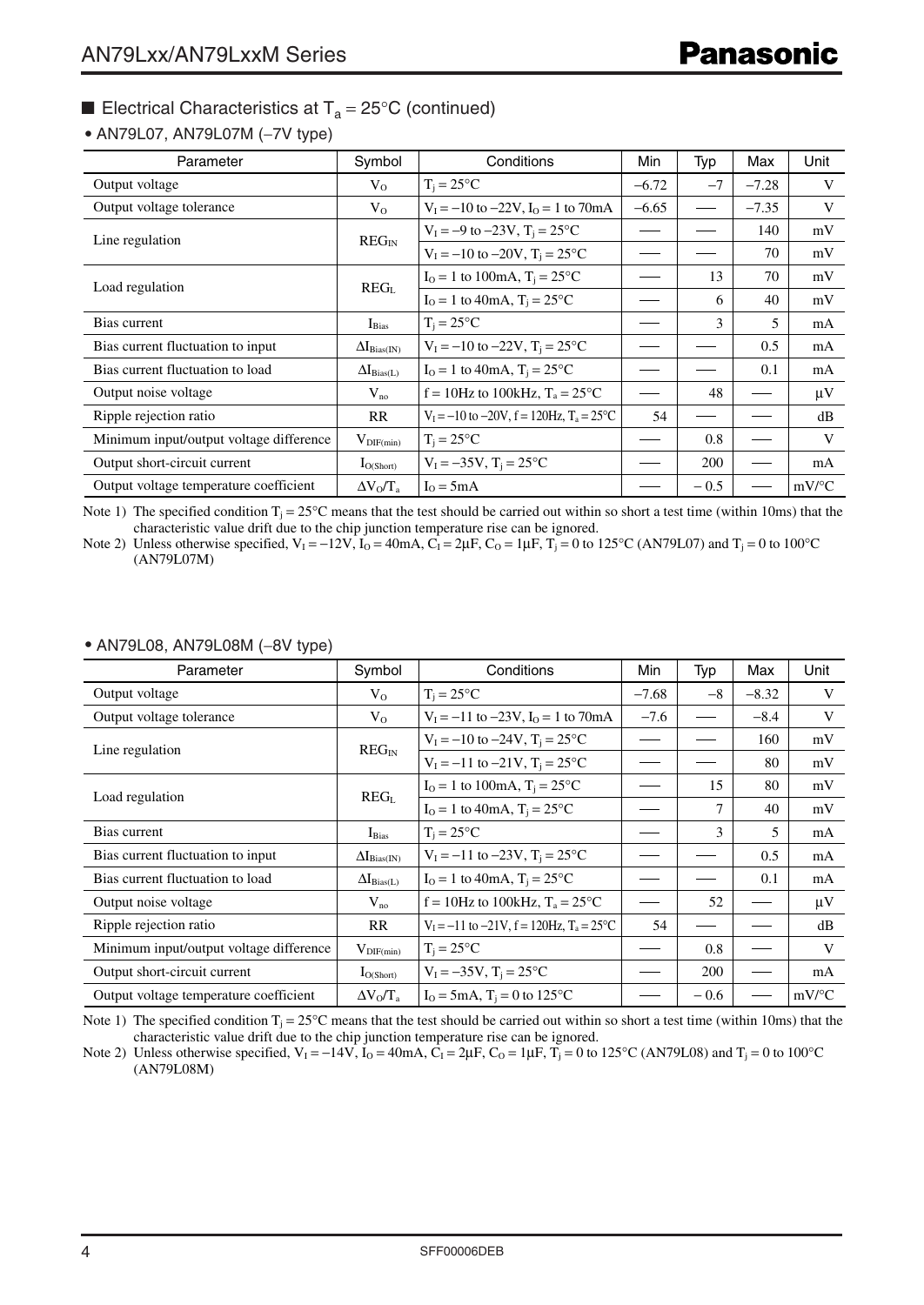## ■ Electrical Characteristics at $T_a = 25°C$ (continued)

• AN79L07, AN79L07M (−7V type)

| Parameter | Symbol | Conditions | Min | Typ | Max | Unit |
|---|---|---|---|---|---|---|
| Output voltage | $V_O$ | $T_j = 25°C$ | −6.72 | −7 | −7.28 | V |
| Output voltage tolerance | $V_O$ | $V_I = -10$ to $-22V$, $I_O = 1$ to $70mA$ | −6.65 | — | −7.35 | V |
| Line regulation | $REG_{IN}$ | $V_I = -9$ to $-23V$, $T_j = 25°C$ | — | — | 140 | mV |
| | | $V_I = -10$ to $-20V$, $T_j = 25°C$ | — | — | 70 | mV |
| Load regulation | $REG_L$ | $I_O = 1$ to $100mA$, $T_j = 25°C$ | — | 13 | 70 | mV |
| | | $I_O = 1$ to $40mA$, $T_j = 25°C$ | — | 6 | 40 | mV |
| Bias current | $I_{Bias}$ | $T_j = 25°C$ | — | 3 | 5 | mA |
| Bias current fluctuation to input | $\Delta I_{Bias(IN)}$ | $V_I = -10$ to $-22V$, $T_j = 25°C$ | — | — | 0.5 | mA |
| Bias current fluctuation to load | $\Delta I_{Bias(L)}$ | $I_O = 1$ to $40mA$, $T_j = 25°C$ | — | — | 0.1 | mA |
| Output noise voltage | $V_{no}$ | $f = 10Hz$ to $100kHz$, $T_a = 25°C$ | — | 48 | — | μV |
| Ripple rejection ratio | RR | $V_I = -10$ to $-20V$, $f = 120Hz$, $T_a = 25°C$ | 54 | — | — | dB |
| Minimum input/output voltage difference | $V_{DIF(min)}$ | $T_j = 25°C$ | — | 0.8 | — | V |
| Output short-circuit current | $I_{O(Short)}$ | $V_I = -35V$, $T_j = 25°C$ | — | 200 | — | mA |
| Output voltage temperature coefficient | $\Delta V_O/T_a$ | $I_O = 5mA$ | — | −0.5 | — | mV/°C |

Note 1) The specified condition $T_j = 25°C$ means that the test should be carried out within so short a test time (within 10ms) that the characteristic value drift due to the chip junction temperature rise can be ignored.

Note 2) Unless otherwise specified, $V_I = -12V$, $I_O = 40mA$, $C_I = 2μF$, $C_O = 1μF$, $T_j = 0$ to $125°C$ (AN79L07) and $T_j = 0$ to $100°C$ (AN79L07M)

• AN79L08, AN79L08M (−8V type)

| Parameter | Symbol | Conditions | Min | Typ | Max | Unit |
|---|---|---|---|---|---|---|
| Output voltage | $V_O$ | $T_j = 25°C$ | −7.68 | −8 | −8.32 | V |
| Output voltage tolerance | $V_O$ | $V_I = -11$ to $-23V$, $I_O = 1$ to $70mA$ | −7.6 | — | −8.4 | V |
| Line regulation | $REG_{IN}$ | $V_I = -10$ to $-24V$, $T_j = 25°C$ | — | — | 160 | mV |
| | | $V_I = -11$ to $-21V$, $T_j = 25°C$ | — | — | 80 | mV |
| Load regulation | $REG_L$ | $I_O = 1$ to $100mA$, $T_j = 25°C$ | — | 15 | 80 | mV |
| | | $I_O = 1$ to $40mA$, $T_j = 25°C$ | — | 7 | 40 | mV |
| Bias current | $I_{Bias}$ | $T_j = 25°C$ | — | 3 | 5 | mA |
| Bias current fluctuation to input | $\Delta I_{Bias(IN)}$ | $V_I = -11$ to $-23V$, $T_j = 25°C$ | — | — | 0.5 | mA |
| Bias current fluctuation to load | $\Delta I_{Bias(L)}$ | $I_O = 1$ to $40mA$, $T_j = 25°C$ | — | — | 0.1 | mA |
| Output noise voltage | $V_{no}$ | $f = 10Hz$ to $100kHz$, $T_a = 25°C$ | — | 52 | — | μV |
| Ripple rejection ratio | RR | $V_I = -11$ to $-21V$, $f = 120Hz$, $T_a = 25°C$ | 54 | — | — | dB |
| Minimum input/output voltage difference | $V_{DIF(min)}$ | $T_j = 25°C$ | — | 0.8 | — | V |
| Output short-circuit current | $I_{O(Short)}$ | $V_I = -35V$, $T_j = 25°C$ | — | 200 | — | mA |
| Output voltage temperature coefficient | $\Delta V_O/T_a$ | $I_O = 5mA$, $T_j = 0$ to $125°C$ | — | −0.6 | — | mV/°C |

Note 1) The specified condition $T_j = 25°C$ means that the test should be carried out within so short a test time (within 10ms) that the characteristic value drift due to the chip junction temperature rise can be ignored.

Note 2) Unless otherwise specified, $V_I = -14V$, $I_O = 40mA$, $C_I = 2μF$, $C_O = 1μF$, $T_j = 0$ to $125°C$ (AN79L08) and $T_j = 0$ to $100°C$ (AN79L08M)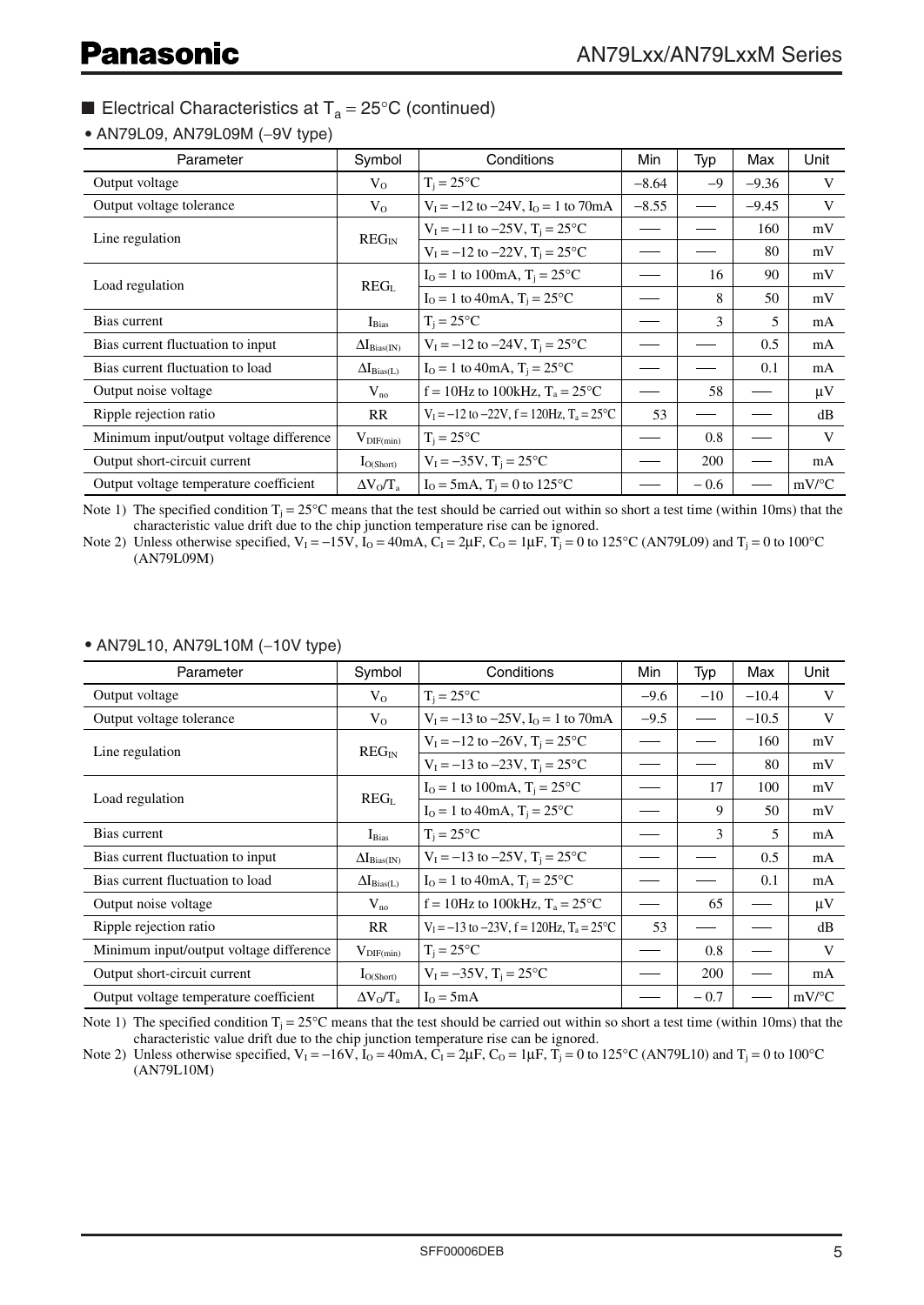## ■ Electrical Characteristics at $T_a = 25°C$ (continued)

• AN79L09, AN79L09M (−9V type)

| Parameter | Symbol | Conditions | Min | Typ | Max | Unit |
|---|---|---|---|---|---|---|
| Output voltage | $V_O$ | $T_j = 25°C$ | −8.64 | −9 | −9.36 | V |
| Output voltage tolerance | $V_O$ | $V_I = −12$ to $−24V$, $I_O = 1$ to $70mA$ | −8.55 | — | −9.45 | V |
| Line regulation | $REG_{IN}$ | $V_I = −11$ to $−25V$, $T_j = 25°C$ | — | — | 160 | mV |
| | | $V_I = −12$ to $−22V$, $T_j = 25°C$ | — | — | 80 | mV |
| Load regulation | $REG_L$ | $I_O = 1$ to $100mA$, $T_j = 25°C$ | — | 16 | 90 | mV |
| | | $I_O = 1$ to $40mA$, $T_j = 25°C$ | — | 8 | 50 | mV |
| Bias current | $I_{Bias}$ | $T_j = 25°C$ | — | 3 | 5 | mA |
| Bias current fluctuation to input | $\Delta I_{Bias(IN)}$ | $V_I = −12$ to $−24V$, $T_j = 25°C$ | — | — | 0.5 | mA |
| Bias current fluctuation to load | $\Delta I_{Bias(L)}$ | $I_O = 1$ to $40mA$, $T_j = 25°C$ | — | — | 0.1 | mA |
| Output noise voltage | $V_{no}$ | $f = 10Hz$ to $100kHz$, $T_a = 25°C$ | — | 58 | — | μV |
| Ripple rejection ratio | RR | $V_I = −12$ to $−22V$, $f = 120Hz$, $T_a = 25°C$ | 53 | — | — | dB |
| Minimum input/output voltage difference | $V_{DIF(min)}$ | $T_j = 25°C$ | — | 0.8 | — | V |
| Output short-circuit current | $I_{O(Short)}$ | $V_I = −35V$, $T_j = 25°C$ | — | 200 | — | mA |
| Output voltage temperature coefficient | $\Delta V_O/T_a$ | $I_O = 5mA$, $T_j = 0$ to $125°C$ | — | − 0.6 | — | mV/°C |

Note 1) The specified condition $T_j = 25°C$ means that the test should be carried out within so short a test time (within 10ms) that the characteristic value drift due to the chip junction temperature rise can be ignored.

Note 2) Unless otherwise specified, $V_I = −15V$, $I_O = 40mA$, $C_I = 2μF$, $C_O = 1μF$, $T_j = 0$ to $125°C$ (AN79L09) and $T_j = 0$ to $100°C$ (AN79L09M)

• AN79L10, AN79L10M (−10V type)

| Parameter | Symbol | Conditions | Min | Typ | Max | Unit |
|---|---|---|---|---|---|---|
| Output voltage | $V_O$ | $T_j = 25°C$ | −9.6 | −10 | −10.4 | V |
| Output voltage tolerance | $V_O$ | $V_I = −13$ to $−25V$, $I_O = 1$ to $70mA$ | −9.5 | — | −10.5 | V |
| Line regulation | $REG_{IN}$ | $V_I = −12$ to $−26V$, $T_j = 25°C$ | — | — | 160 | mV |
| | | $V_I = −13$ to $−23V$, $T_j = 25°C$ | — | — | 80 | mV |
| Load regulation | $REG_L$ | $I_O = 1$ to $100mA$, $T_j = 25°C$ | — | 17 | 100 | mV |
| | | $I_O = 1$ to $40mA$, $T_j = 25°C$ | — | 9 | 50 | mV |
| Bias current | $I_{Bias}$ | $T_j = 25°C$ | — | 3 | 5 | mA |
| Bias current fluctuation to input | $\Delta I_{Bias(IN)}$ | $V_I = −13$ to $−25V$, $T_j = 25°C$ | — | — | 0.5 | mA |
| Bias current fluctuation to load | $\Delta I_{Bias(L)}$ | $I_O = 1$ to $40mA$, $T_j = 25°C$ | — | — | 0.1 | mA |
| Output noise voltage | $V_{no}$ | $f = 10Hz$ to $100kHz$, $T_a = 25°C$ | — | 65 | — | μV |
| Ripple rejection ratio | RR | $V_I = −13$ to $−23V$, $f = 120Hz$, $T_a = 25°C$ | 53 | — | — | dB |
| Minimum input/output voltage difference | $V_{DIF(min)}$ | $T_j = 25°C$ | — | 0.8 | — | V |
| Output short-circuit current | $I_{O(Short)}$ | $V_I = −35V$, $T_j = 25°C$ | — | 200 | — | mA |
| Output voltage temperature coefficient | $\Delta V_O/T_a$ | $I_O = 5mA$ | — | − 0.7 | — | mV/°C |

Note 1) The specified condition $T_j = 25°C$ means that the test should be carried out within so short a test time (within 10ms) that the characteristic value drift due to the chip junction temperature rise can be ignored.

Note 2) Unless otherwise specified, $V_I = −16V$, $I_O = 40mA$, $C_I = 2μF$, $C_O = 1μF$, $T_j = 0$ to $125°C$ (AN79L10) and $T_j = 0$ to $100°C$ (AN79L10M)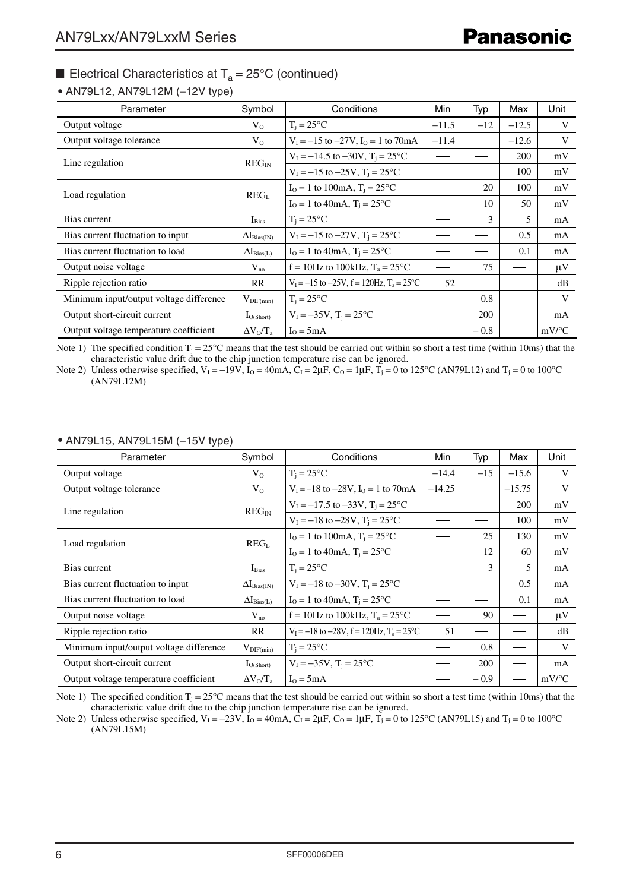## ■ Electrical Characteristics at $T_a = 25°C$ (continued)

• AN79L12, AN79L12M (−12V type)

| Parameter | Symbol | Conditions | Min | Typ | Max | Unit |
|---|---|---|---|---|---|---|
| Output voltage | $V_O$ | $T_j = 25°C$ | −11.5 | −12 | −12.5 | V |
| Output voltage tolerance | $V_O$ | $V_I = -15$ to $-27V$, $I_O = 1$ to 70mA | −11.4 | — | −12.6 | V |
| Line regulation | $REG_{IN}$ | $V_I = -14.5$ to $-30V$, $T_j = 25°C$ | — | — | 200 | mV |
| | | $V_I = -15$ to $-25V$, $T_j = 25°C$ | — | — | 100 | mV |
| Load regulation | $REG_L$ | $I_O = 1$ to 100mA, $T_j = 25°C$ | — | 20 | 100 | mV |
| | | $I_O = 1$ to 40mA, $T_j = 25°C$ | — | 10 | 50 | mV |
| Bias current | $I_{Bias}$ | $T_j = 25°C$ | — | 3 | 5 | mA |
| Bias current fluctuation to input | $\Delta I_{Bias(IN)}$ | $V_I = -15$ to $-27V$, $T_j = 25°C$ | — | — | 0.5 | mA |
| Bias current fluctuation to load | $\Delta I_{Bias(L)}$ | $I_O = 1$ to 40mA, $T_j = 25°C$ | — | — | 0.1 | mA |
| Output noise voltage | $V_{no}$ | f = 10Hz to 100kHz, $T_a = 25°C$ | — | 75 | — | μV |
| Ripple rejection ratio | RR | $V_I = -15$ to $-25V$, f = 120Hz, $T_a = 25°C$ | 52 | — | — | dB |
| Minimum input/output voltage difference | $V_{DIF(min)}$ | $T_j = 25°C$ | — | 0.8 | — | V |
| Output short-circuit current | $I_{O(Short)}$ | $V_I = -35V$, $T_j = 25°C$ | — | 200 | — | mA |
| Output voltage temperature coefficient | $\Delta V_O/T_a$ | $I_O = 5mA$ | — | −0.8 | — | mV/°C |

Note 1) The specified condition $T_j = 25°C$ means that the test should be carried out within so short a test time (within 10ms) that the characteristic value drift due to the chip junction temperature rise can be ignored.

Note 2) Unless otherwise specified, $V_I = -19V$, $I_O = 40mA$, $C_I = 2μF$, $C_O = 1μF$, $T_j = 0$ to 125°C (AN79L12) and $T_j = 0$ to 100°C (AN79L12M)

• AN79L15, AN79L15M (−15V type)

| Parameter | Symbol | Conditions | Min | Typ | Max | Unit |
|---|---|---|---|---|---|---|
| Output voltage | $V_O$ | $T_j = 25°C$ | −14.4 | −15 | −15.6 | V |
| Output voltage tolerance | $V_O$ | $V_I = -18$ to $-28V$, $I_O = 1$ to 70mA | −14.25 | — | −15.75 | V |
| Line regulation | $REG_{IN}$ | $V_I = -17.5$ to $-33V$, $T_j = 25°C$ | — | — | 200 | mV |
| | | $V_I = -18$ to $-28V$, $T_j = 25°C$ | — | — | 100 | mV |
| Load regulation | $REG_L$ | $I_O = 1$ to 100mA, $T_j = 25°C$ | — | 25 | 130 | mV |
| | | $I_O = 1$ to 40mA, $T_j = 25°C$ | — | 12 | 60 | mV |
| Bias current | $I_{Bias}$ | $T_j = 25°C$ | — | 3 | 5 | mA |
| Bias current fluctuation to input | $\Delta I_{Bias(IN)}$ | $V_I = -18$ to $-30V$, $T_j = 25°C$ | — | — | 0.5 | mA |
| Bias current fluctuation to load | $\Delta I_{Bias(L)}$ | $I_O = 1$ to 40mA, $T_j = 25°C$ | — | — | 0.1 | mA |
| Output noise voltage | $V_{no}$ | f = 10Hz to 100kHz, $T_a = 25°C$ | — | 90 | — | μV |
| Ripple rejection ratio | RR | $V_I = -18$ to $-28V$, f = 120Hz, $T_a = 25°C$ | 51 | — | — | dB |
| Minimum input/output voltage difference | $V_{DIF(min)}$ | $T_j = 25°C$ | — | 0.8 | — | V |
| Output short-circuit current | $I_{O(Short)}$ | $V_I = -35V$, $T_j = 25°C$ | — | 200 | — | mA |
| Output voltage temperature coefficient | $\Delta V_O/T_a$ | $I_O = 5mA$ | — | −0.9 | — | mV/°C |

Note 1) The specified condition $T_j = 25°C$ means that the test should be carried out within so short a test time (within 10ms) that the characteristic value drift due to the chip junction temperature rise can be ignored.

Note 2) Unless otherwise specified, $V_I = -23V$, $I_O = 40mA$, $C_I = 2μF$, $C_O = 1μF$, $T_j = 0$ to 125°C (AN79L15) and $T_j = 0$ to 100°C (AN79L15M)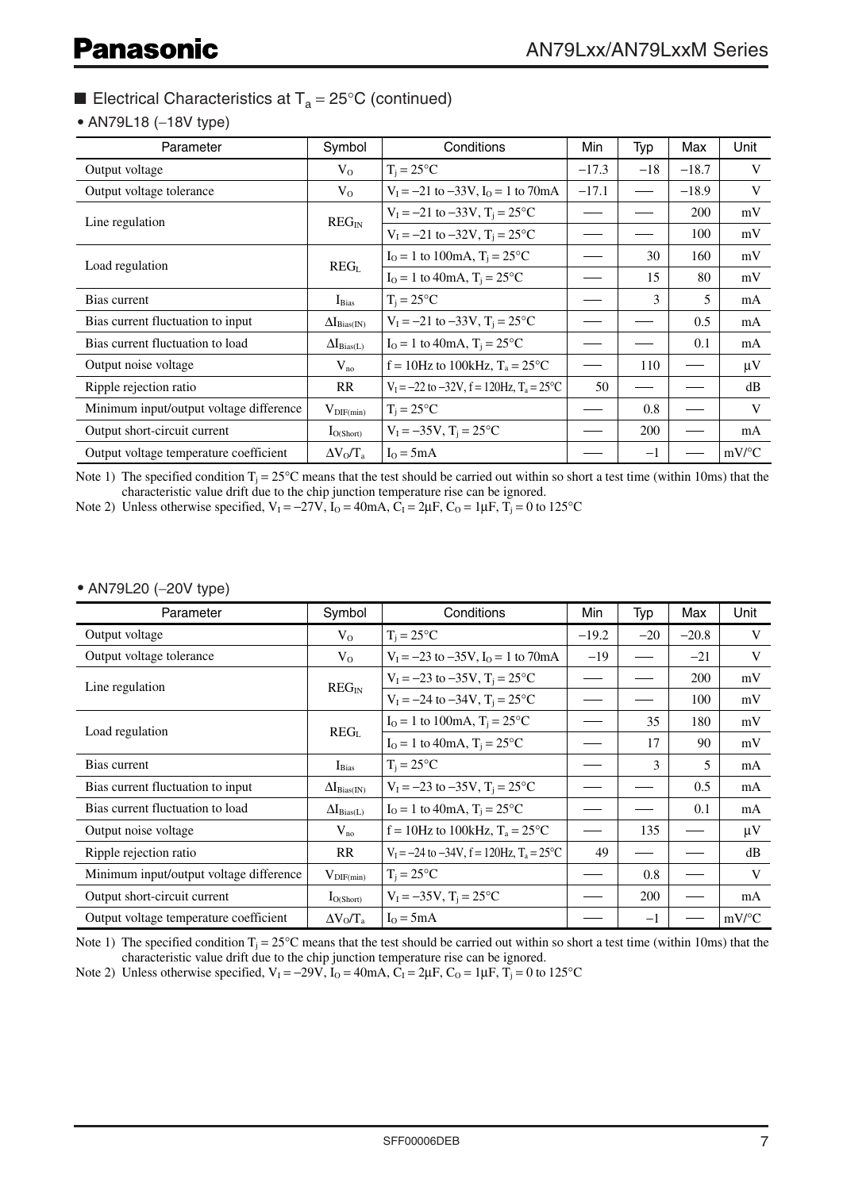## ■ Electrical Characteristics at $T_a = 25°C$ (continued)

### • AN79L18 (−18V type)

| Parameter | Symbol | Conditions | Min | Typ | Max | Unit |
|---|---|---|---|---|---|---|
| Output voltage | $V_O$ | $T_j = 25°C$ | −17.3 | −18 | −18.7 | V |
| Output voltage tolerance | $V_O$ | $V_I = -21$ to $-33V$, $I_O = 1$ to $70mA$ | −17.1 | — | −18.9 | V |
| Line regulation | $REG_{IN}$ | $V_I = -21$ to $-33V$, $T_j = 25°C$ | — | — | 200 | mV |
| | | $V_I = -21$ to $-32V$, $T_j = 25°C$ | — | — | 100 | mV |
| Load regulation | $REG_L$ | $I_O = 1$ to $100mA$, $T_j = 25°C$ | — | 30 | 160 | mV |
| | | $I_O = 1$ to $40mA$, $T_j = 25°C$ | — | 15 | 80 | mV |
| Bias current | $I_{Bias}$ | $T_j = 25°C$ | — | 3 | 5 | mA |
| Bias current fluctuation to input | $\Delta I_{Bias(IN)}$ | $V_I = -21$ to $-33V$, $T_j = 25°C$ | — | — | 0.5 | mA |
| Bias current fluctuation to load | $\Delta I_{Bias(L)}$ | $I_O = 1$ to $40mA$, $T_j = 25°C$ | — | — | 0.1 | mA |
| Output noise voltage | $V_{no}$ | $f = 10Hz$ to $100kHz$, $T_a = 25°C$ | — | 110 | — | μV |
| Ripple rejection ratio | RR | $V_I = -22$ to $-32V$, $f = 120Hz$, $T_a = 25°C$ | 50 | — | — | dB |
| Minimum input/output voltage difference | $V_{DIF(min)}$ | $T_j = 25°C$ | — | 0.8 | — | V |
| Output short-circuit current | $I_{O(Short)}$ | $V_I = -35V$, $T_j = 25°C$ | — | 200 | — | mA |
| Output voltage temperature coefficient | $\Delta V_O/T_a$ | $I_O = 5mA$ | — | −1 | — | mV/°C |

Note 1) The specified condition $T_j = 25°C$ means that the test should be carried out within so short a test time (within 10ms) that the characteristic value drift due to the chip junction temperature rise can be ignored.

Note 2) Unless otherwise specified, $V_I = -27V$, $I_O = 40mA$, $C_I = 2μF$, $C_O = 1μF$, $T_j = 0$ to $125°C$

### • AN79L20 (−20V type)

| Parameter | Symbol | Conditions | Min | Typ | Max | Unit |
|---|---|---|---|---|---|---|
| Output voltage | $V_O$ | $T_j = 25°C$ | −19.2 | −20 | −20.8 | V |
| Output voltage tolerance | $V_O$ | $V_I = -23$ to $-35V$, $I_O = 1$ to $70mA$ | −19 | — | −21 | V |
| Line regulation | $REG_{IN}$ | $V_I = -23$ to $-35V$, $T_j = 25°C$ | — | — | 200 | mV |
| | | $V_I = -24$ to $-34V$, $T_j = 25°C$ | — | — | 100 | mV |
| Load regulation | $REG_L$ | $I_O = 1$ to $100mA$, $T_j = 25°C$ | — | 35 | 180 | mV |
| | | $I_O = 1$ to $40mA$, $T_j = 25°C$ | — | 17 | 90 | mV |
| Bias current | $I_{Bias}$ | $T_j = 25°C$ | — | 3 | 5 | mA |
| Bias current fluctuation to input | $\Delta I_{Bias(IN)}$ | $V_I = -23$ to $-35V$, $T_j = 25°C$ | — | — | 0.5 | mA |
| Bias current fluctuation to load | $\Delta I_{Bias(L)}$ | $I_O = 1$ to $40mA$, $T_j = 25°C$ | — | — | 0.1 | mA |
| Output noise voltage | $V_{no}$ | $f = 10Hz$ to $100kHz$, $T_a = 25°C$ | — | 135 | — | μV |
| Ripple rejection ratio | RR | $V_I = -24$ to $-34V$, $f = 120Hz$, $T_a = 25°C$ | 49 | — | — | dB |
| Minimum input/output voltage difference | $V_{DIF(min)}$ | $T_j = 25°C$ | — | 0.8 | — | V |
| Output short-circuit current | $I_{O(Short)}$ | $V_I = -35V$, $T_j = 25°C$ | — | 200 | — | mA |
| Output voltage temperature coefficient | $\Delta V_O/T_a$ | $I_O = 5mA$ | — | −1 | — | mV/°C |

Note 1) The specified condition $T_j = 25°C$ means that the test should be carried out within so short a test time (within 10ms) that the characteristic value drift due to the chip junction temperature rise can be ignored.

Note 2) Unless otherwise specified, $V_I = -29V$, $I_O = 40mA$, $C_I = 2μF$, $C_O = 1μF$, $T_j = 0$ to $125°C$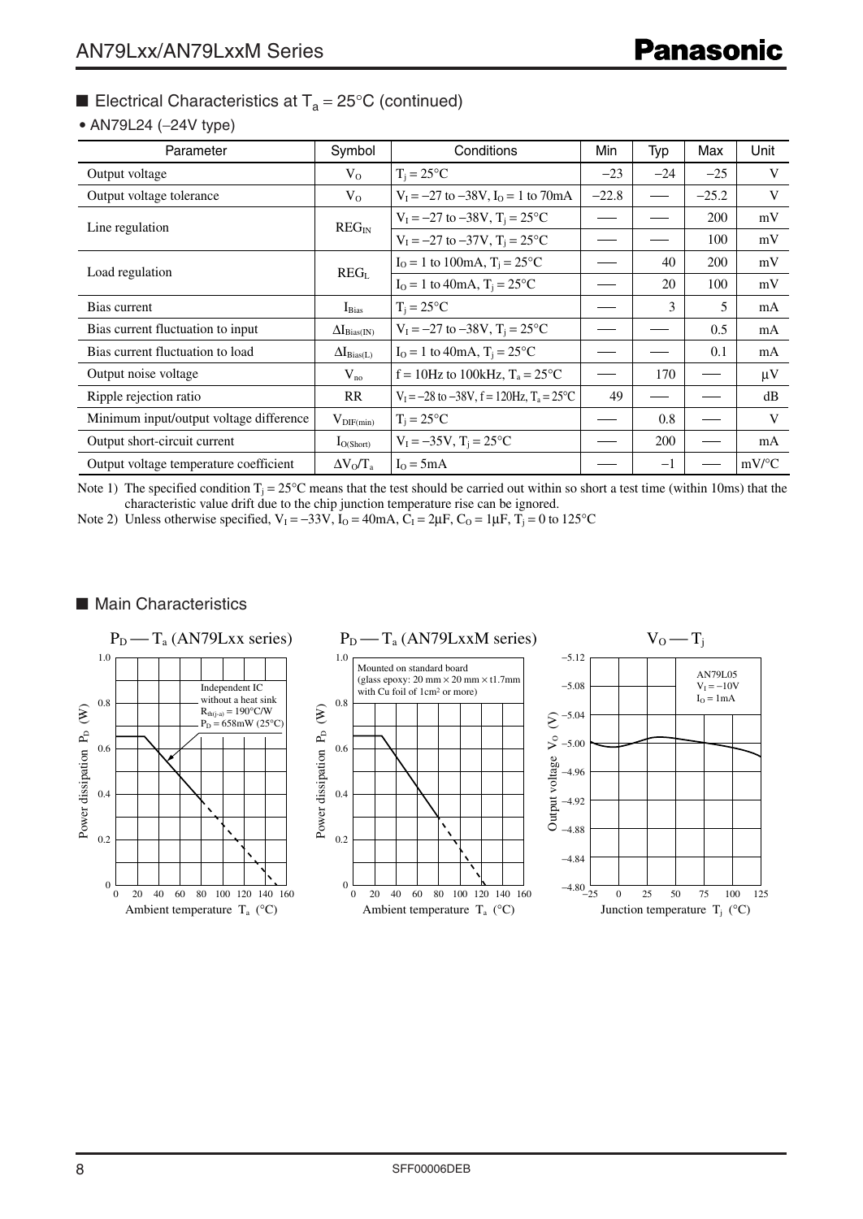## ■ Electrical Characteristics at $T_a$ = 25°C (continued)

• AN79L24 (−24V type)

| Parameter | Symbol | Conditions | Min | Typ | Max | Unit |
|---|---|---|---|---|---|---|
| Output voltage | $V_O$ | $T_j$ = 25°C | −23 | −24 | −25 | V |
| Output voltage tolerance | $V_O$ | $V_I$ = −27 to −38V, $I_O$ = 1 to 70mA | −22.8 | — | −25.2 | V |
| Line regulation | $REG_{IN}$ | $V_I$ = −27 to −38V, $T_j$ = 25°C | — | — | 200 | mV |
| | | $V_I$ = −27 to −37V, $T_j$ = 25°C | — | — | 100 | mV |
| Load regulation | $REG_L$ | $I_O$ = 1 to 100mA, $T_j$ = 25°C | — | 40 | 200 | mV |
| | | $I_O$ = 1 to 40mA, $T_j$ = 25°C | — | 20 | 100 | mV |
| Bias current | $I_{Bias}$ | $T_j$ = 25°C | — | 3 | 5 | mA |
| Bias current fluctuation to input | $\Delta I_{Bias(IN)}$ | $V_I$ = −27 to −38V, $T_j$ = 25°C | — | — | 0.5 | mA |
| Bias current fluctuation to load | $\Delta I_{Bias(L)}$ | $I_O$ = 1 to 40mA, $T_j$ = 25°C | — | — | 0.1 | mA |
| Output noise voltage | $V_{no}$ | f = 10Hz to 100kHz, $T_a$ = 25°C | — | 170 | — | μV |
| Ripple rejection ratio | RR | $V_I$ = −28 to −38V, f = 120Hz, $T_a$ = 25°C | 49 | — | — | dB |
| Minimum input/output voltage difference | $V_{DIF(min)}$ | $T_j$ = 25°C | — | 0.8 | — | V |
| Output short-circuit current | $I_{O(Short)}$ | $V_I$ = −35V, $T_j$ = 25°C | — | 200 | — | mA |
| Output voltage temperature coefficient | $\Delta V_O/T_a$ | $I_O$ = 5mA | — | −1 | — | mV/°C |

Note 1) The specified condition $T_j$ = 25°C means that the test should be carried out within so short a test time (within 10ms) that the characteristic value drift due to the chip junction temperature rise can be ignored.

Note 2) Unless otherwise specified, $V_I$ = −33V, $I_O$ = 40mA, $C_I$ = 2μF, $C_O$ = 1μF, $T_j$ = 0 to 125°C

## ■ Main Characteristics

$P_D$ — $T_a$ (AN79Lxx series)

Independent IC without a heat sink, $R_{th(j-a)}$ = 190°C/W, $P_D$ = 658mW (25°C)

$P_D$ — $T_a$ (AN79LxxM series)

Mounted on standard board (glass epoxy: 20 mm × 20 mm × t1.7mm with Cu foil of 1cm² or more)

$V_O$ — $T_j$

AN79L05, $V_I$ = −10V, $I_O$ = 1mA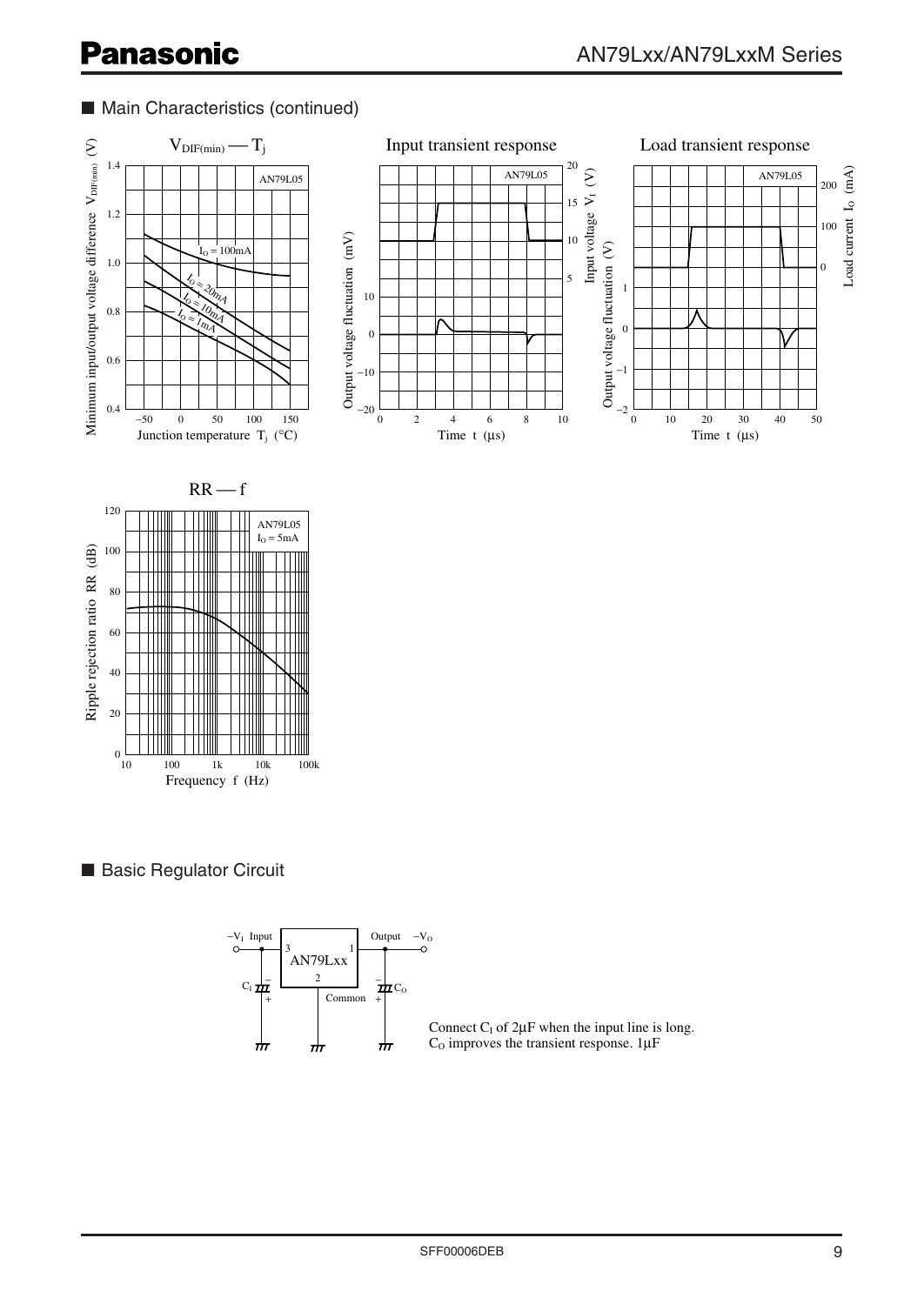## ■ Main Characteristics (continued)

$V_{DIF(min)}$ — $T_j$

AN79L05

Minimum input/output voltage difference $V_{DIF(min)}$ (V)

$I_O$ = 100mA

$I_O$ = 20mA

$I_O$ = 10mA

$I_O$ = 1mA

Junction temperature $T_j$ (°C)

Input transient response

AN79L05

Output voltage fluctuation (mV)

Input voltage $V_I$ (V)

Time t (µs)

Load transient response

AN79L05

Output voltage fluctuation (V)

Load current $I_O$ (mA)

Time t (µs)

RR — f

AN79L05
$I_O$ = 5mA

Ripple rejection ratio RR (dB)

Frequency f (Hz)

## ■ Basic Regulator Circuit

$-V_I$ Input — 3 — AN79Lxx — 1 — Output $-V_O$

2 — Common

$C_I$, $C_O$

Connect $C_I$ of 2µF when the input line is long.
$C_O$ improves the transient response. 1µF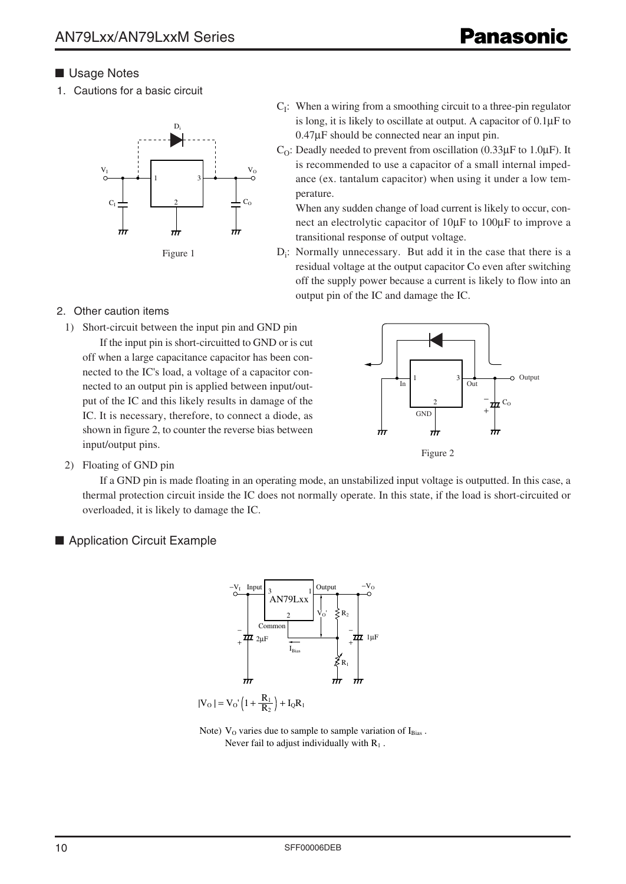## ■ Usage Notes

1. Cautions for a basic circuit

Figure 1

$C_I$: When a wiring from a smoothing circuit to a three-pin regulator is long, it is likely to oscillate at output. A capacitor of 0.1μF to 0.47μF should be connected near an input pin.

$C_O$: Deadly needed to prevent from oscillation (0.33μF to 1.0μF). It is recommended to use a capacitor of a small internal impedance (ex. tantalum capacitor) when using it under a low temperature.

When any sudden change of load current is likely to occur, connect an electrolytic capacitor of 10μF to 100μF to improve a transitional response of output voltage.

$D_i$: Normally unnecessary. But add it in the case that there is a residual voltage at the output capacitor Co even after switching off the supply power because a current is likely to flow into an output pin of the IC and damage the IC.

2. Other caution items

1) Short-circuit between the input pin and GND pin

If the input pin is short-circuitted to GND or is cut off when a large capacitance capacitor has been connected to the IC's load, a voltage of a capacitor connected to an output pin is applied between input/output of the IC and this likely results in damage of the IC. It is necessary, therefore, to connect a diode, as shown in figure 2, to counter the reverse bias between input/output pins.

Figure 2

2) Floating of GND pin

If a GND pin is made floating in an operating mode, an unstabilized input voltage is outputted. In this case, a thermal protection circuit inside the IC does not normally operate. In this state, if the load is short-circuited or overloaded, it is likely to damage the IC.

## ■ Application Circuit Example

$$|V_O| = V_O'\left(1 + \frac{R_1}{R_2}\right) + I_Q R_1$$

Note) $V_O$ varies due to sample to sample variation of $I_{Bias}$.
Never fail to adjust individually with $R_1$.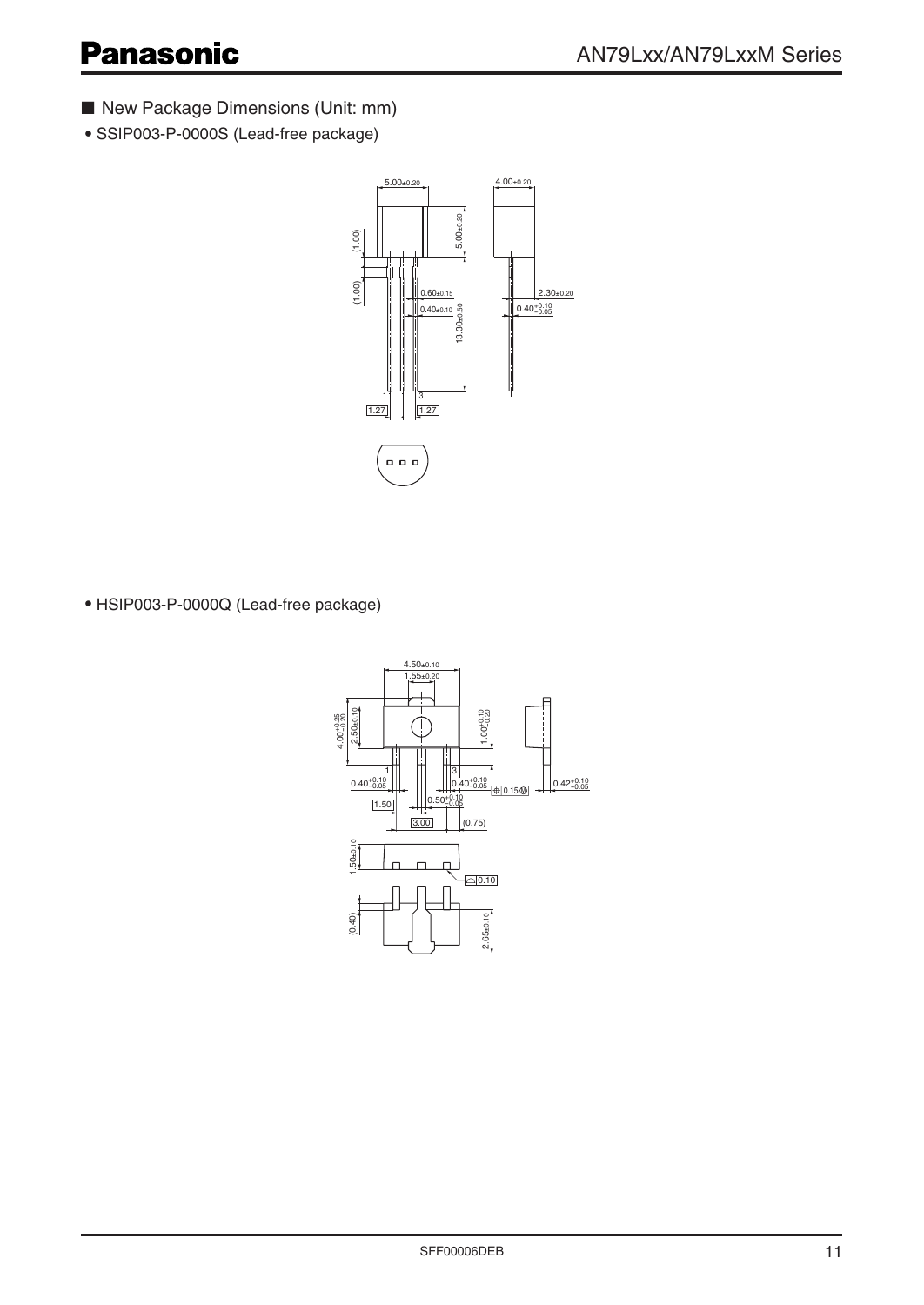## ■ New Package Dimensions (Unit: mm)

- SSIP003-P-0000S (Lead-free package)

- HSIP003-P-0000Q (Lead-free package)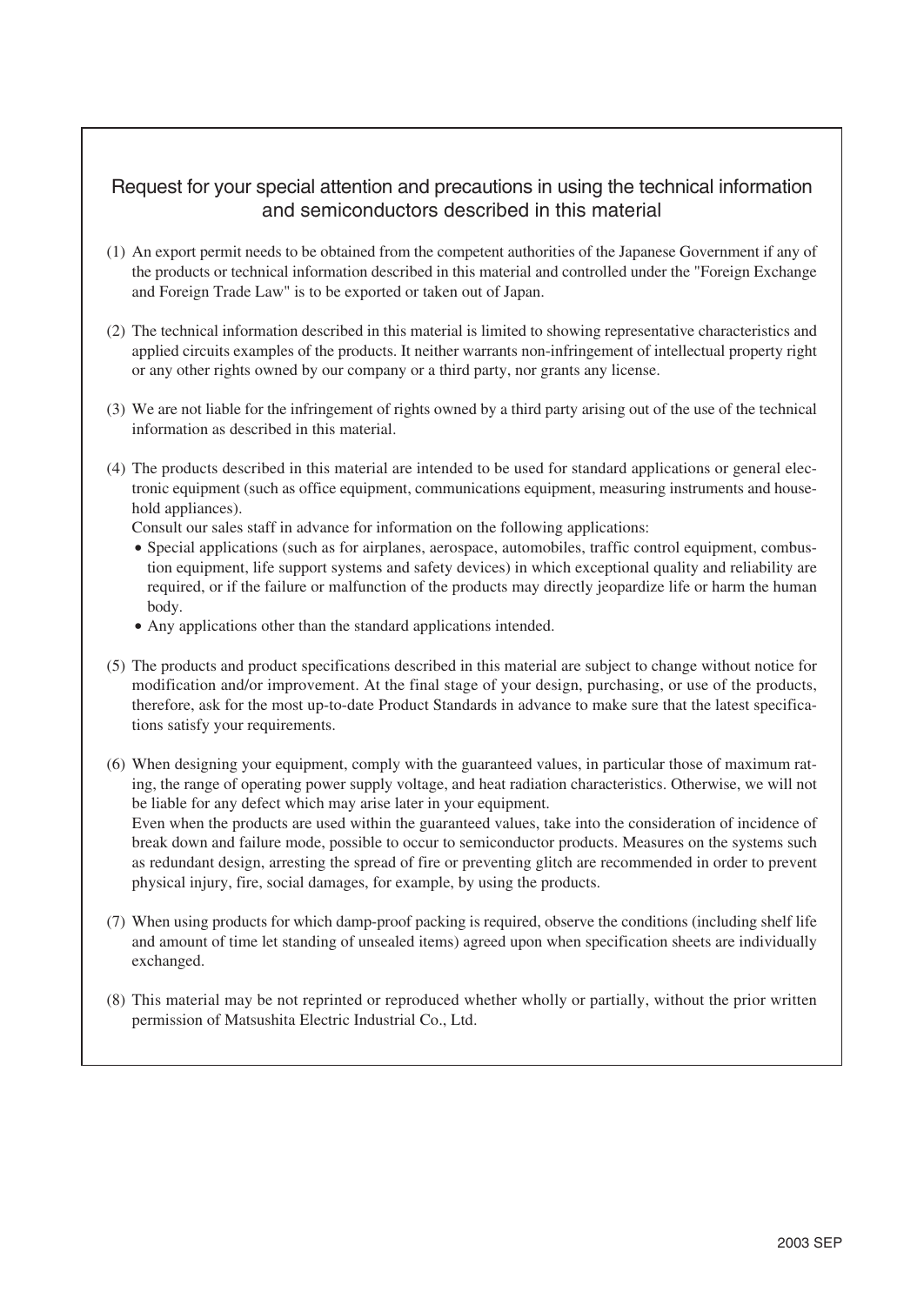## Request for your special attention and precautions in using the technical information and semiconductors described in this material

(1) An export permit needs to be obtained from the competent authorities of the Japanese Government if any of the products or technical information described in this material and controlled under the "Foreign Exchange and Foreign Trade Law" is to be exported or taken out of Japan.

(2) The technical information described in this material is limited to showing representative characteristics and applied circuits examples of the products. It neither warrants non-infringement of intellectual property right or any other rights owned by our company or a third party, nor grants any license.

(3) We are not liable for the infringement of rights owned by a third party arising out of the use of the technical information as described in this material.

(4) The products described in this material are intended to be used for standard applications or general electronic equipment (such as office equipment, communications equipment, measuring instruments and household appliances).
Consult our sales staff in advance for information on the following applications:
- Special applications (such as for airplanes, aerospace, automobiles, traffic control equipment, combustion equipment, life support systems and safety devices) in which exceptional quality and reliability are required, or if the failure or malfunction of the products may directly jeopardize life or harm the human body.
- Any applications other than the standard applications intended.

(5) The products and product specifications described in this material are subject to change without notice for modification and/or improvement. At the final stage of your design, purchasing, or use of the products, therefore, ask for the most up-to-date Product Standards in advance to make sure that the latest specifications satisfy your requirements.

(6) When designing your equipment, comply with the guaranteed values, in particular those of maximum rating, the range of operating power supply voltage, and heat radiation characteristics. Otherwise, we will not be liable for any defect which may arise later in your equipment.
Even when the products are used within the guaranteed values, take into the consideration of incidence of break down and failure mode, possible to occur to semiconductor products. Measures on the systems such as redundant design, arresting the spread of fire or preventing glitch are recommended in order to prevent physical injury, fire, social damages, for example, by using the products.

(7) When using products for which damp-proof packing is required, observe the conditions (including shelf life and amount of time let standing of unsealed items) agreed upon when specification sheets are individually exchanged.

(8) This material may be not reprinted or reproduced whether wholly or partially, without the prior written permission of Matsushita Electric Industrial Co., Ltd.

2003 SEP